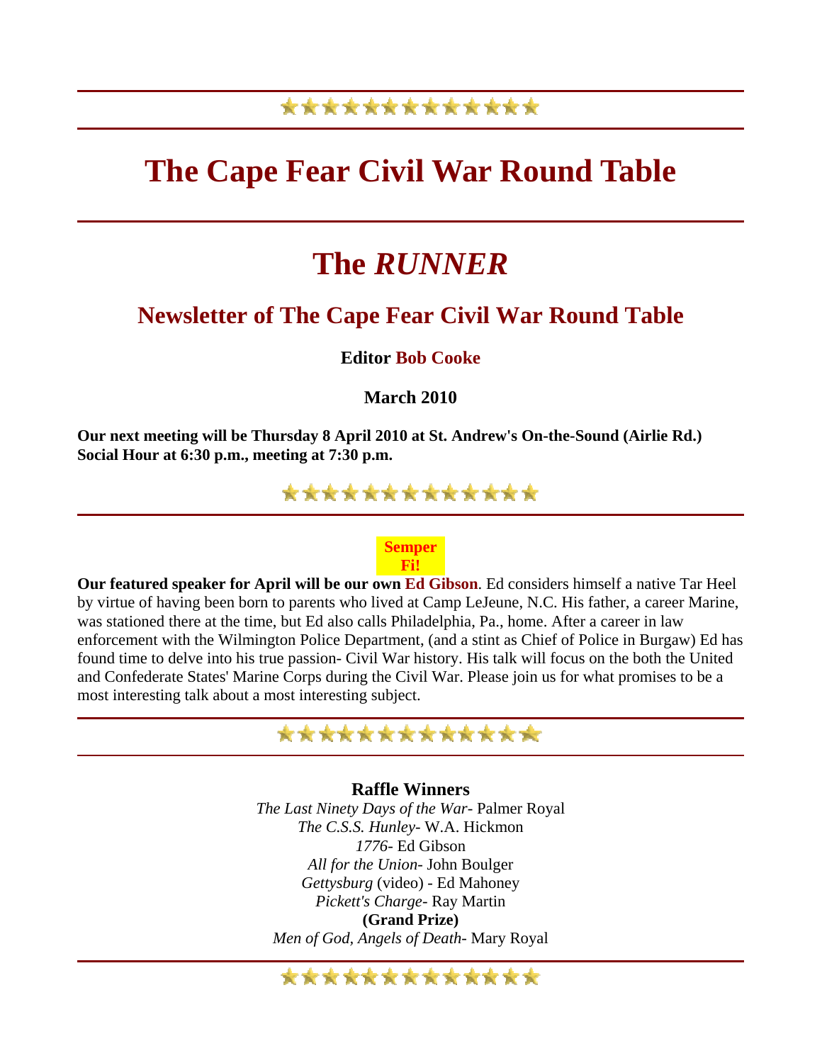# The Cape Fear Civil War Round Table

# The *RUNNER*

## Newsletter of The Cape Fear Civil War Round Table

**Editor Bob Cooke**

**March 2010**

**Our next meeting will be Thursday 8 April 2010 at St. Andrew's On-the-Sound (Airlie Rd.) Social Hour at 6:30 p.m., meeting at 7:30 p.m.**

---

**Semper Fi!**

**Our featured speaker for April will be our own Ed Gibson**. Ed considers himself a native Tar Heel by virtue of having been born to parents who lived at Camp LeJeune, N.C. His father, a career Marine, was stationed there at the time, but Ed also calls Philadelphia, Pa., home. After a career in law enforcement with the Wilmington Police Department, (and a stint as Chief of Police in Burgaw) Ed has found time to delve into his true passion- Civil War history. His talk will focus on the both the United and Confederate States' Marine Corps during the Civil War. Please join us for what promises to be a most interesting talk about a most interesting subject.

---

**Raffle Winners**

*The Last Ninety Days of the War*- Palmer Royal
*The C.S.S. Hunley*- W.A. Hickmon
*1776*- Ed Gibson
*All for the Union*- John Boulger
*Gettysburg* (video) - Ed Mahoney
*Pickett's Charge*- Ray Martin
**(Grand Prize)**
*Men of God, Angels of Death*- Mary Royal

---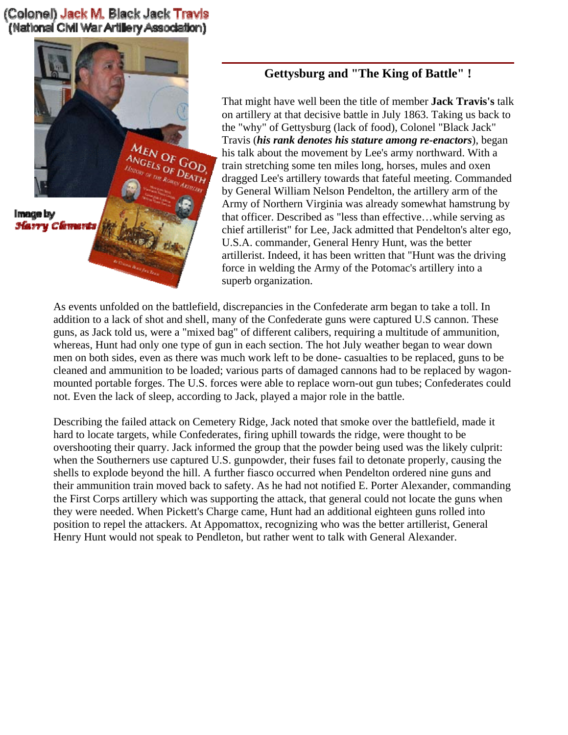(Colonel) Jack M. Black Jack Travis
(National Civil War Artillery Association)

Image by
Harry Clements

## Gettysburg and "The King of Battle" !

That might have well been the title of member **Jack Travis's** talk on artillery at that decisive battle in July 1863. Taking us back to the "why" of Gettysburg (lack of food), Colonel "Black Jack" Travis (***his rank denotes his stature among re-enactors***), began his talk about the movement by Lee's army northward. With a train stretching some ten miles long, horses, mules and oxen dragged Lee's artillery towards that fateful meeting. Commanded by General William Nelson Pendelton, the artillery arm of the Army of Northern Virginia was already somewhat hamstrung by that officer. Described as "less than effective…while serving as chief artillerist" for Lee, Jack admitted that Pendelton's alter ego, U.S.A. commander, General Henry Hunt, was the better artillerist. Indeed, it has been written that "Hunt was the driving force in welding the Army of the Potomac's artillery into a superb organization.

As events unfolded on the battlefield, discrepancies in the Confederate arm began to take a toll. In addition to a lack of shot and shell, many of the Confederate guns were captured U.S cannon. These guns, as Jack told us, were a "mixed bag" of different calibers, requiring a multitude of ammunition, whereas, Hunt had only one type of gun in each section. The hot July weather began to wear down men on both sides, even as there was much work left to be done- casualties to be replaced, guns to be cleaned and ammunition to be loaded; various parts of damaged cannons had to be replaced by wagon-mounted portable forges. The U.S. forces were able to replace worn-out gun tubes; Confederates could not. Even the lack of sleep, according to Jack, played a major role in the battle.

Describing the failed attack on Cemetery Ridge, Jack noted that smoke over the battlefield, made it hard to locate targets, while Confederates, firing uphill towards the ridge, were thought to be overshooting their quarry. Jack informed the group that the powder being used was the likely culprit: when the Southerners use captured U.S. gunpowder, their fuses fail to detonate properly, causing the shells to explode beyond the hill. A further fiasco occurred when Pendelton ordered nine guns and their ammunition train moved back to safety. As he had not notified E. Porter Alexander, commanding the First Corps artillery which was supporting the attack, that general could not locate the guns when they were needed. When Pickett's Charge came, Hunt had an additional eighteen guns rolled into position to repel the attackers. At Appomattox, recognizing who was the better artillerist, General Henry Hunt would not speak to Pendleton, but rather went to talk with General Alexander.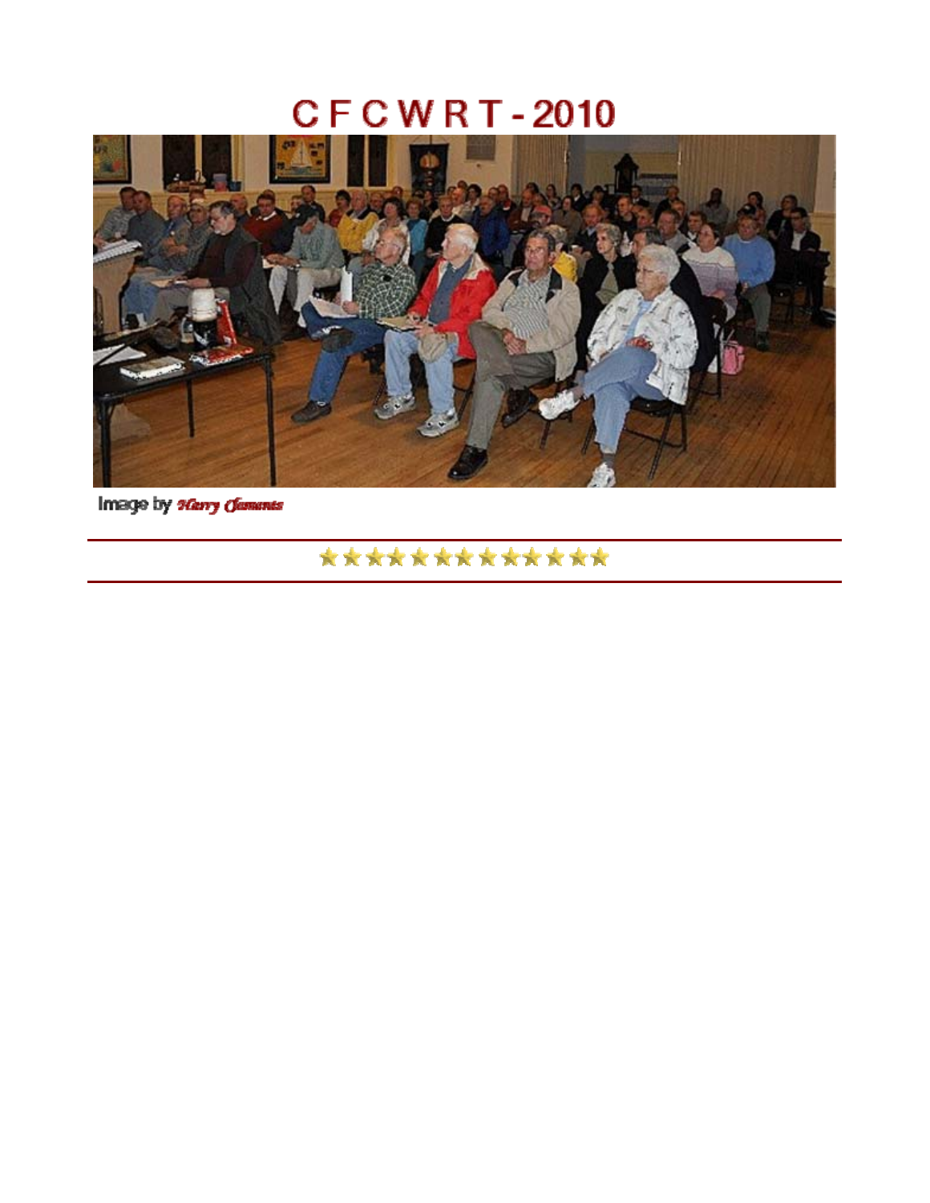# C F C W R T - 2010

Image by Harry Clements

★★★★★★★★★★★★★